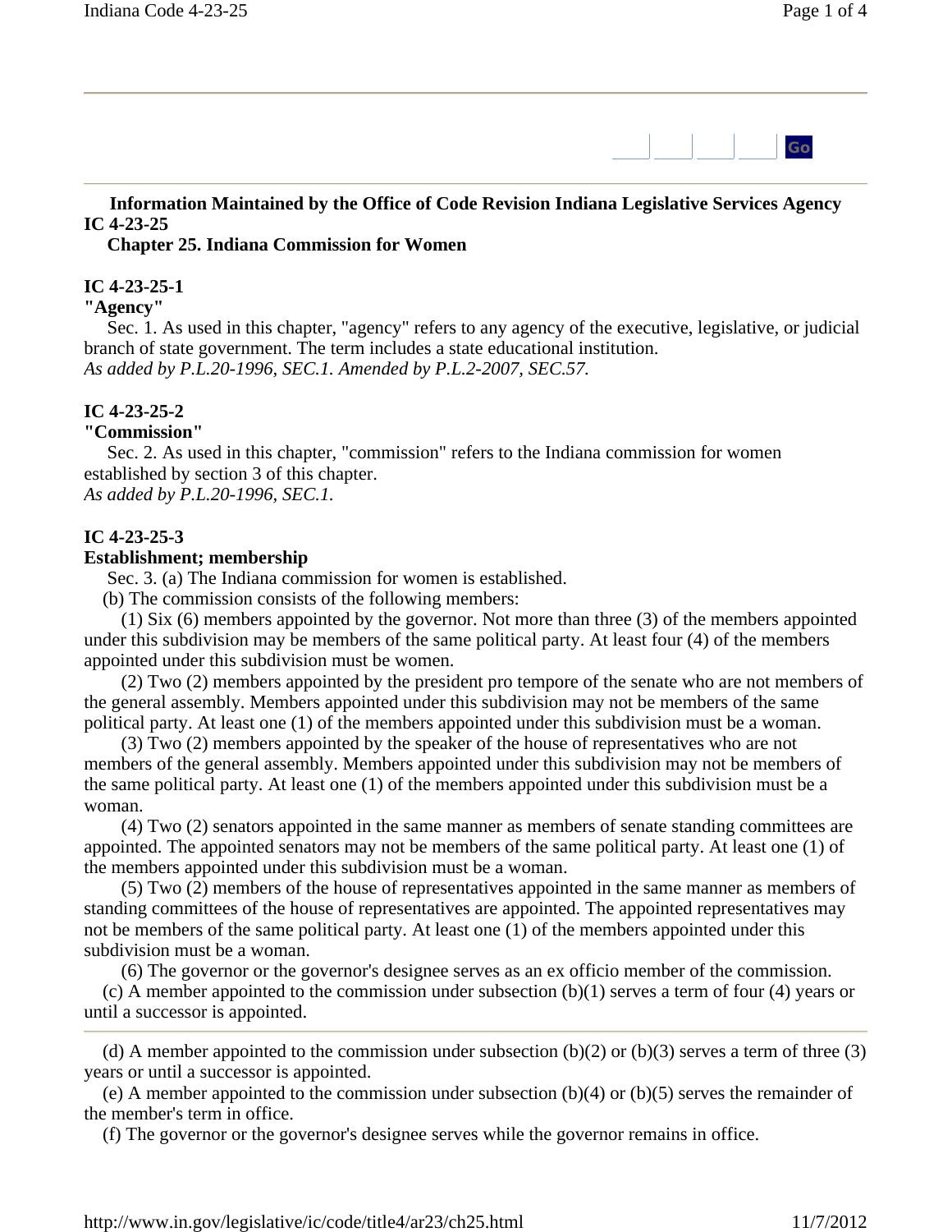**Information Maintained by the Office of Code Revision Indiana Legislative Services Agency**

**IC 4-23-25**

## Chapter 25. Indiana Commission for Women

### IC 4-23-25-1
**"Agency"**

Sec. 1. As used in this chapter, "agency" refers to any agency of the executive, legislative, or judicial branch of state government. The term includes a state educational institution.

*As added by P.L.20-1996, SEC.1. Amended by P.L.2-2007, SEC.57.*

### IC 4-23-25-2
**"Commission"**

Sec. 2. As used in this chapter, "commission" refers to the Indiana commission for women established by section 3 of this chapter.

*As added by P.L.20-1996, SEC.1.*

### IC 4-23-25-3
**Establishment; membership**

Sec. 3. (a) The Indiana commission for women is established.

(b) The commission consists of the following members:

(1) Six (6) members appointed by the governor. Not more than three (3) of the members appointed under this subdivision may be members of the same political party. At least four (4) of the members appointed under this subdivision must be women.

(2) Two (2) members appointed by the president pro tempore of the senate who are not members of the general assembly. Members appointed under this subdivision may not be members of the same political party. At least one (1) of the members appointed under this subdivision must be a woman.

(3) Two (2) members appointed by the speaker of the house of representatives who are not members of the general assembly. Members appointed under this subdivision may not be members of the same political party. At least one (1) of the members appointed under this subdivision must be a woman.

(4) Two (2) senators appointed in the same manner as members of senate standing committees are appointed. The appointed senators may not be members of the same political party. At least one (1) of the members appointed under this subdivision must be a woman.

(5) Two (2) members of the house of representatives appointed in the same manner as members of standing committees of the house of representatives are appointed. The appointed representatives may not be members of the same political party. At least one (1) of the members appointed under this subdivision must be a woman.

(6) The governor or the governor's designee serves as an ex officio member of the commission.

(c) A member appointed to the commission under subsection (b)(1) serves a term of four (4) years or until a successor is appointed.

(d) A member appointed to the commission under subsection (b)(2) or (b)(3) serves a term of three (3) years or until a successor is appointed.

(e) A member appointed to the commission under subsection (b)(4) or (b)(5) serves the remainder of the member's term in office.

(f) The governor or the governor's designee serves while the governor remains in office.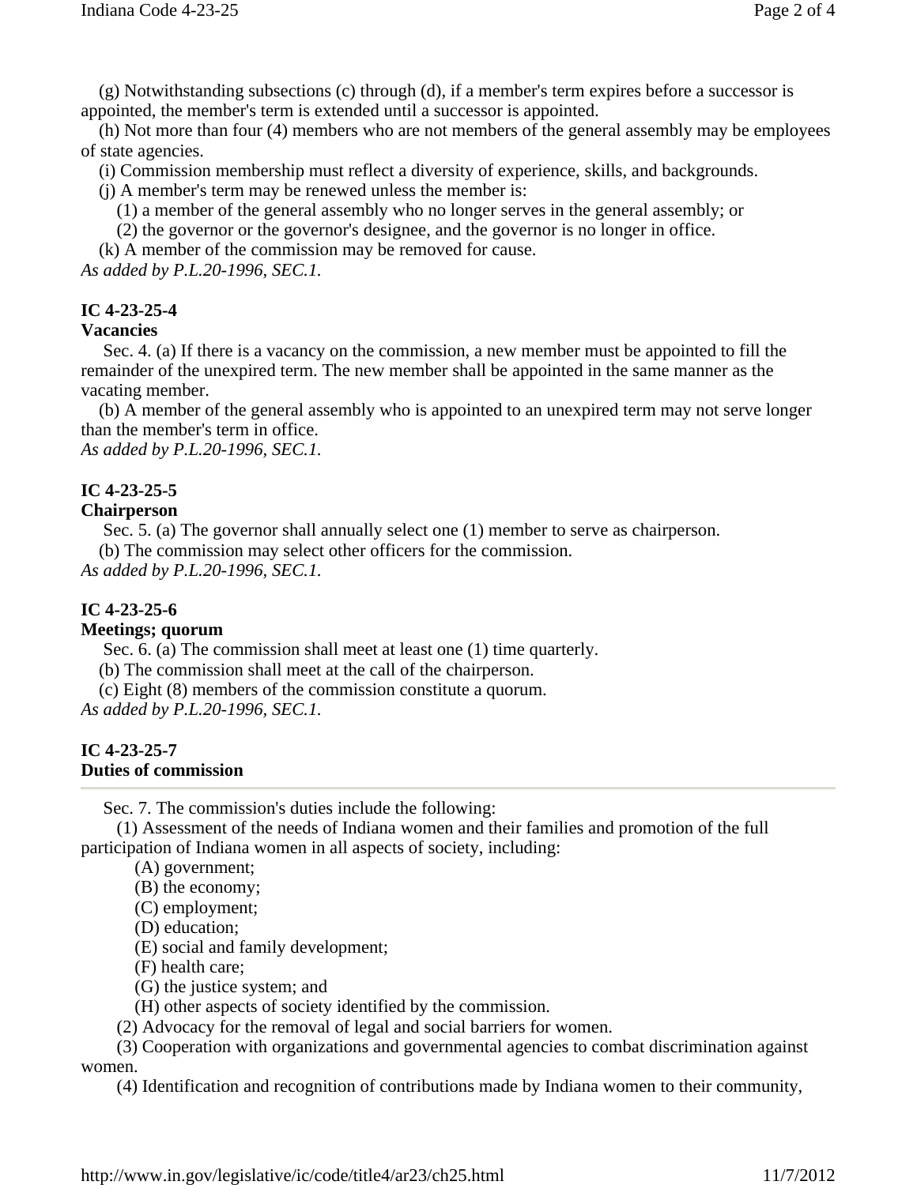(g) Notwithstanding subsections (c) through (d), if a member's term expires before a successor is appointed, the member's term is extended until a successor is appointed.

(h) Not more than four (4) members who are not members of the general assembly may be employees of state agencies.

(i) Commission membership must reflect a diversity of experience, skills, and backgrounds.

(j) A member's term may be renewed unless the member is:

(1) a member of the general assembly who no longer serves in the general assembly; or

(2) the governor or the governor's designee, and the governor is no longer in office.

(k) A member of the commission may be removed for cause.

*As added by P.L.20-1996, SEC.1.*

**IC 4-23-25-4**
**Vacancies**

Sec. 4. (a) If there is a vacancy on the commission, a new member must be appointed to fill the remainder of the unexpired term. The new member shall be appointed in the same manner as the vacating member.

(b) A member of the general assembly who is appointed to an unexpired term may not serve longer than the member's term in office.

*As added by P.L.20-1996, SEC.1.*

**IC 4-23-25-5**
**Chairperson**

Sec. 5. (a) The governor shall annually select one (1) member to serve as chairperson.

(b) The commission may select other officers for the commission.

*As added by P.L.20-1996, SEC.1.*

**IC 4-23-25-6**
**Meetings; quorum**

Sec. 6. (a) The commission shall meet at least one (1) time quarterly.

(b) The commission shall meet at the call of the chairperson.

(c) Eight (8) members of the commission constitute a quorum.

*As added by P.L.20-1996, SEC.1.*

**IC 4-23-25-7**
**Duties of commission**

Sec. 7. The commission's duties include the following:

(1) Assessment of the needs of Indiana women and their families and promotion of the full participation of Indiana women in all aspects of society, including:

(A) government;

(B) the economy;

(C) employment;

(D) education;

(E) social and family development;

(F) health care;

(G) the justice system; and

(H) other aspects of society identified by the commission.

(2) Advocacy for the removal of legal and social barriers for women.

(3) Cooperation with organizations and governmental agencies to combat discrimination against women.

(4) Identification and recognition of contributions made by Indiana women to their community,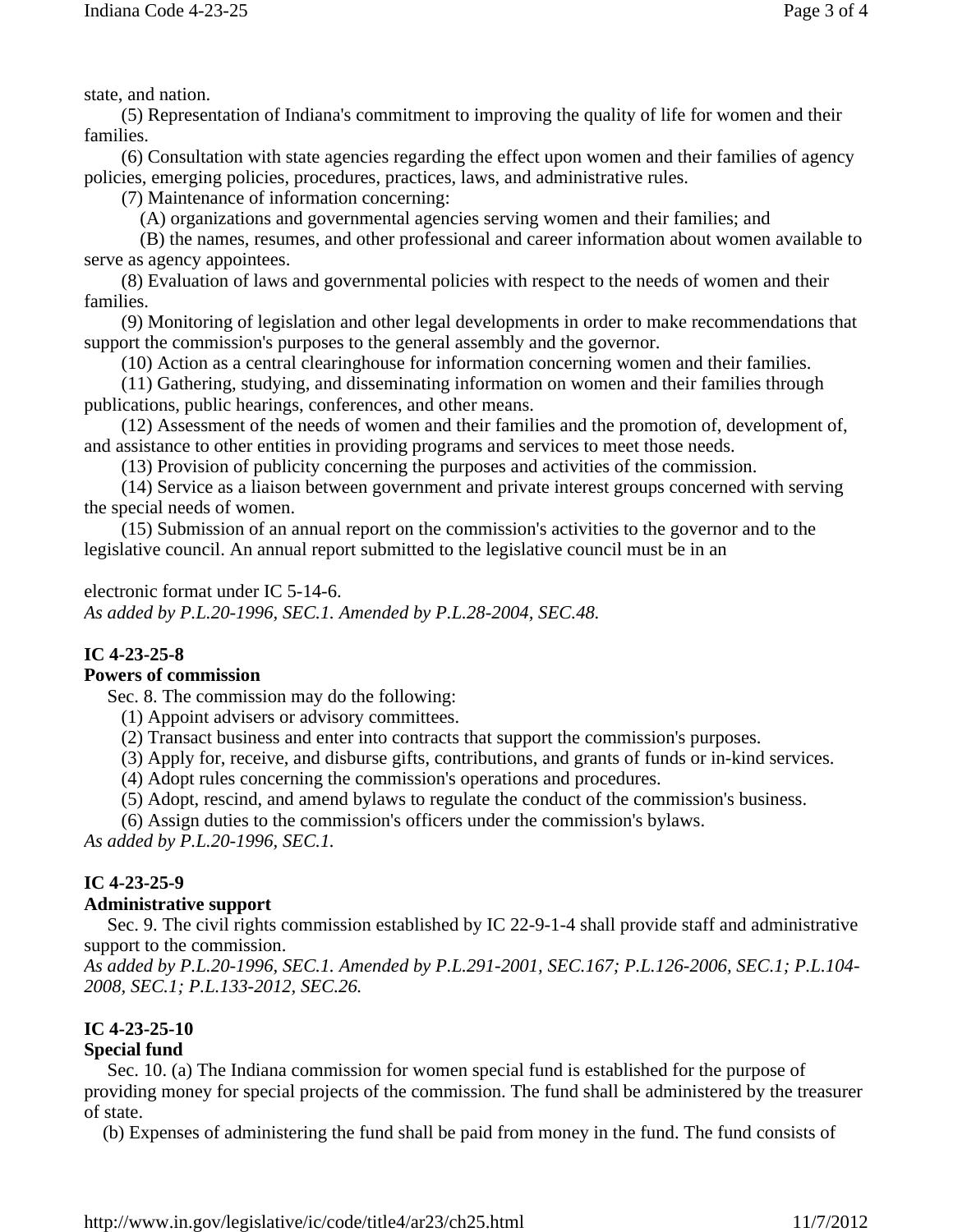state, and nation.

(5) Representation of Indiana's commitment to improving the quality of life for women and their families.

(6) Consultation with state agencies regarding the effect upon women and their families of agency policies, emerging policies, procedures, practices, laws, and administrative rules.

(7) Maintenance of information concerning:

(A) organizations and governmental agencies serving women and their families; and

(B) the names, resumes, and other professional and career information about women available to serve as agency appointees.

(8) Evaluation of laws and governmental policies with respect to the needs of women and their families.

(9) Monitoring of legislation and other legal developments in order to make recommendations that support the commission's purposes to the general assembly and the governor.

(10) Action as a central clearinghouse for information concerning women and their families.

(11) Gathering, studying, and disseminating information on women and their families through publications, public hearings, conferences, and other means.

(12) Assessment of the needs of women and their families and the promotion of, development of, and assistance to other entities in providing programs and services to meet those needs.

(13) Provision of publicity concerning the purposes and activities of the commission.

(14) Service as a liaison between government and private interest groups concerned with serving the special needs of women.

(15) Submission of an annual report on the commission's activities to the governor and to the legislative council. An annual report submitted to the legislative council must be in an electronic format under IC 5-14-6.

*As added by P.L.20-1996, SEC.1. Amended by P.L.28-2004, SEC.48.*

**IC 4-23-25-8**
**Powers of commission**

Sec. 8. The commission may do the following:

(1) Appoint advisers or advisory committees.

(2) Transact business and enter into contracts that support the commission's purposes.

(3) Apply for, receive, and disburse gifts, contributions, and grants of funds or in-kind services.

(4) Adopt rules concerning the commission's operations and procedures.

(5) Adopt, rescind, and amend bylaws to regulate the conduct of the commission's business.

(6) Assign duties to the commission's officers under the commission's bylaws.

*As added by P.L.20-1996, SEC.1.*

**IC 4-23-25-9**
**Administrative support**

Sec. 9. The civil rights commission established by IC 22-9-1-4 shall provide staff and administrative support to the commission.

*As added by P.L.20-1996, SEC.1. Amended by P.L.291-2001, SEC.167; P.L.126-2006, SEC.1; P.L.104-2008, SEC.1; P.L.133-2012, SEC.26.*

**IC 4-23-25-10**
**Special fund**

Sec. 10. (a) The Indiana commission for women special fund is established for the purpose of providing money for special projects of the commission. The fund shall be administered by the treasurer of state.

(b) Expenses of administering the fund shall be paid from money in the fund. The fund consists of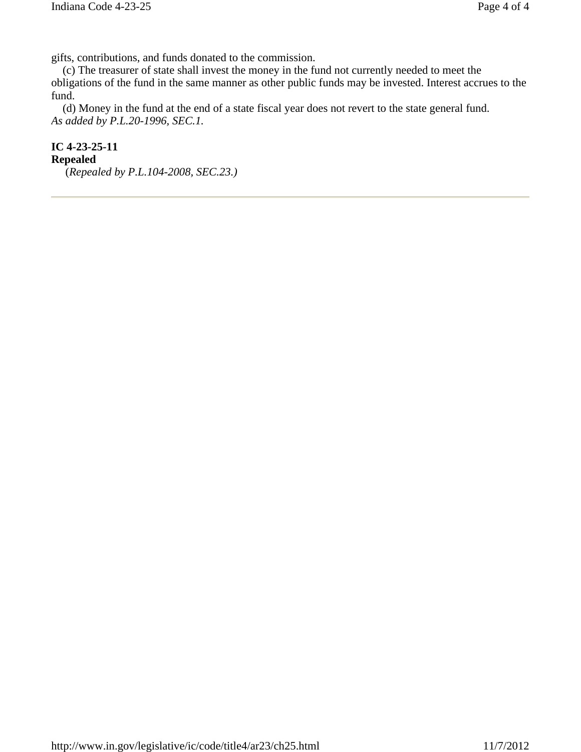gifts, contributions, and funds donated to the commission.

(c) The treasurer of state shall invest the money in the fund not currently needed to meet the obligations of the fund in the same manner as other public funds may be invested. Interest accrues to the fund.

(d) Money in the fund at the end of a state fiscal year does not revert to the state general fund.
*As added by P.L.20-1996, SEC.1.*

**IC 4-23-25-11**
**Repealed**

(*Repealed by P.L.104-2008, SEC.23.)*